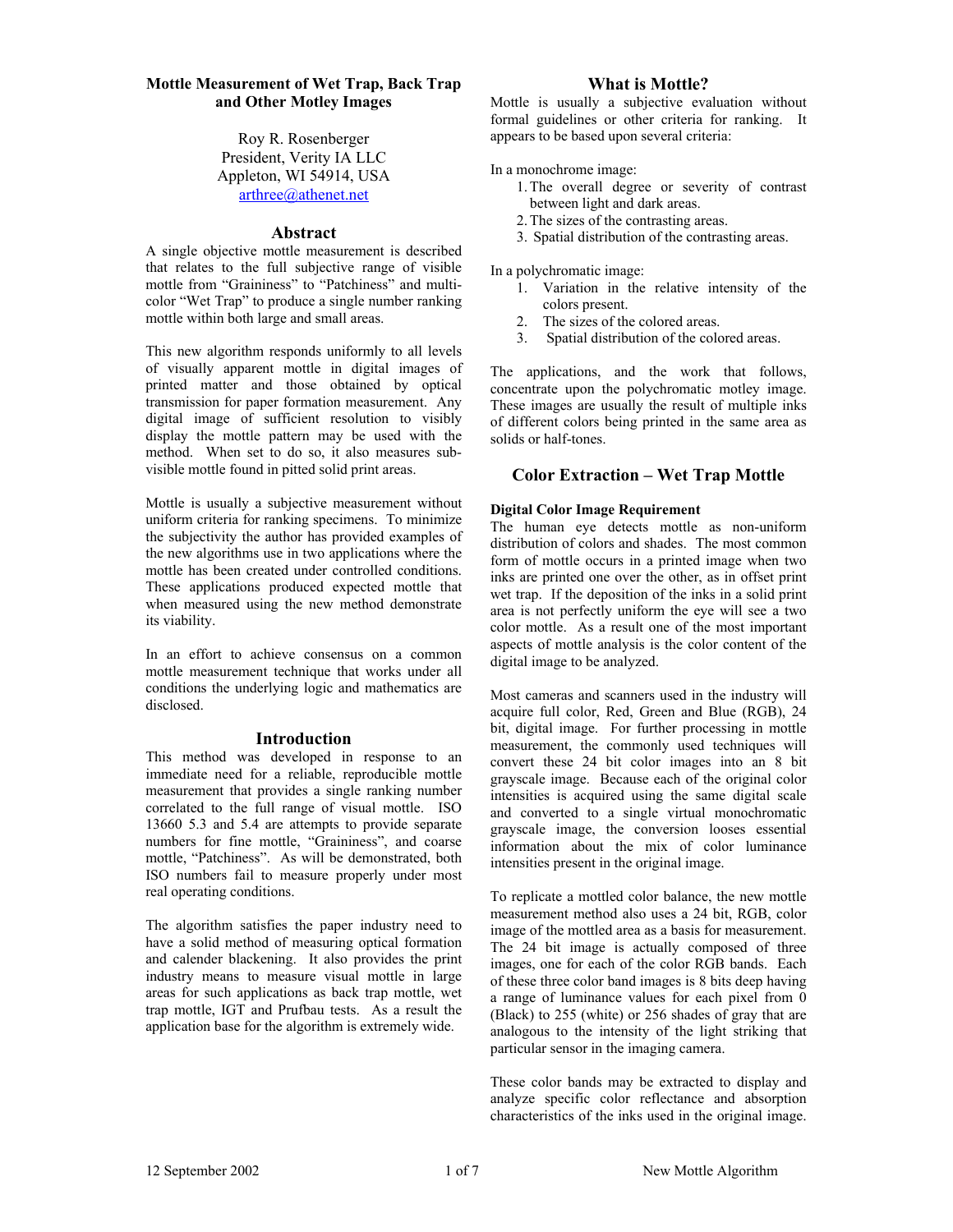# Mottle Measurement of Wet Trap, Back Trap and Other Motley Images

Roy R. Rosenberger
President, Verity IA LLC
Appleton, WI 54914, USA
arthree@athenet.net

## Abstract

A single objective mottle measurement is described that relates to the full subjective range of visible mottle from "Graininess" to "Patchiness" and multi-color "Wet Trap" to produce a single number ranking mottle within both large and small areas.

This new algorithm responds uniformly to all levels of visually apparent mottle in digital images of printed matter and those obtained by optical transmission for paper formation measurement. Any digital image of sufficient resolution to visibly display the mottle pattern may be used with the method. When set to do so, it also measures sub-visible mottle found in pitted solid print areas.

Mottle is usually a subjective measurement without uniform criteria for ranking specimens. To minimize the subjectivity the author has provided examples of the new algorithms use in two applications where the mottle has been created under controlled conditions. These applications produced expected mottle that when measured using the new method demonstrate its viability.

In an effort to achieve consensus on a common mottle measurement technique that works under all conditions the underlying logic and mathematics are disclosed.

## Introduction

This method was developed in response to an immediate need for a reliable, reproducible mottle measurement that provides a single ranking number correlated to the full range of visual mottle. ISO 13660 5.3 and 5.4 are attempts to provide separate numbers for fine mottle, "Graininess", and coarse mottle, "Patchiness". As will be demonstrated, both ISO numbers fail to measure properly under most real operating conditions.

The algorithm satisfies the paper industry need to have a solid method of measuring optical formation and calender blackening. It also provides the print industry means to measure visual mottle in large areas for such applications as back trap mottle, wet trap mottle, IGT and Prufbau tests. As a result the application base for the algorithm is extremely wide.

## What is Mottle?

Mottle is usually a subjective evaluation without formal guidelines or other criteria for ranking. It appears to be based upon several criteria:

In a monochrome image:

1. The overall degree or severity of contrast between light and dark areas.
2. The sizes of the contrasting areas.
3. Spatial distribution of the contrasting areas.

In a polychromatic image:

1. Variation in the relative intensity of the colors present.
2. The sizes of the colored areas.
3. Spatial distribution of the colored areas.

The applications, and the work that follows, concentrate upon the polychromatic motley image. These images are usually the result of multiple inks of different colors being printed in the same area as solids or half-tones.

## Color Extraction – Wet Trap Mottle

### Digital Color Image Requirement

The human eye detects mottle as non-uniform distribution of colors and shades. The most common form of mottle occurs in a printed image when two inks are printed one over the other, as in offset print wet trap. If the deposition of the inks in a solid print area is not perfectly uniform the eye will see a two color mottle. As a result one of the most important aspects of mottle analysis is the color content of the digital image to be analyzed.

Most cameras and scanners used in the industry will acquire full color, Red, Green and Blue (RGB), 24 bit, digital image. For further processing in mottle measurement, the commonly used techniques will convert these 24 bit color images into an 8 bit grayscale image. Because each of the original color intensities is acquired using the same digital scale and converted to a single virtual monochromatic grayscale image, the conversion looses essential information about the mix of color luminance intensities present in the original image.

To replicate a mottled color balance, the new mottle measurement method also uses a 24 bit, RGB, color image of the mottled area as a basis for measurement. The 24 bit image is actually composed of three images, one for each of the color RGB bands. Each of these three color band images is 8 bits deep having a range of luminance values for each pixel from 0 (Black) to 255 (white) or 256 shades of gray that are analogous to the intensity of the light striking that particular sensor in the imaging camera.

These color bands may be extracted to display and analyze specific color reflectance and absorption characteristics of the inks used in the original image.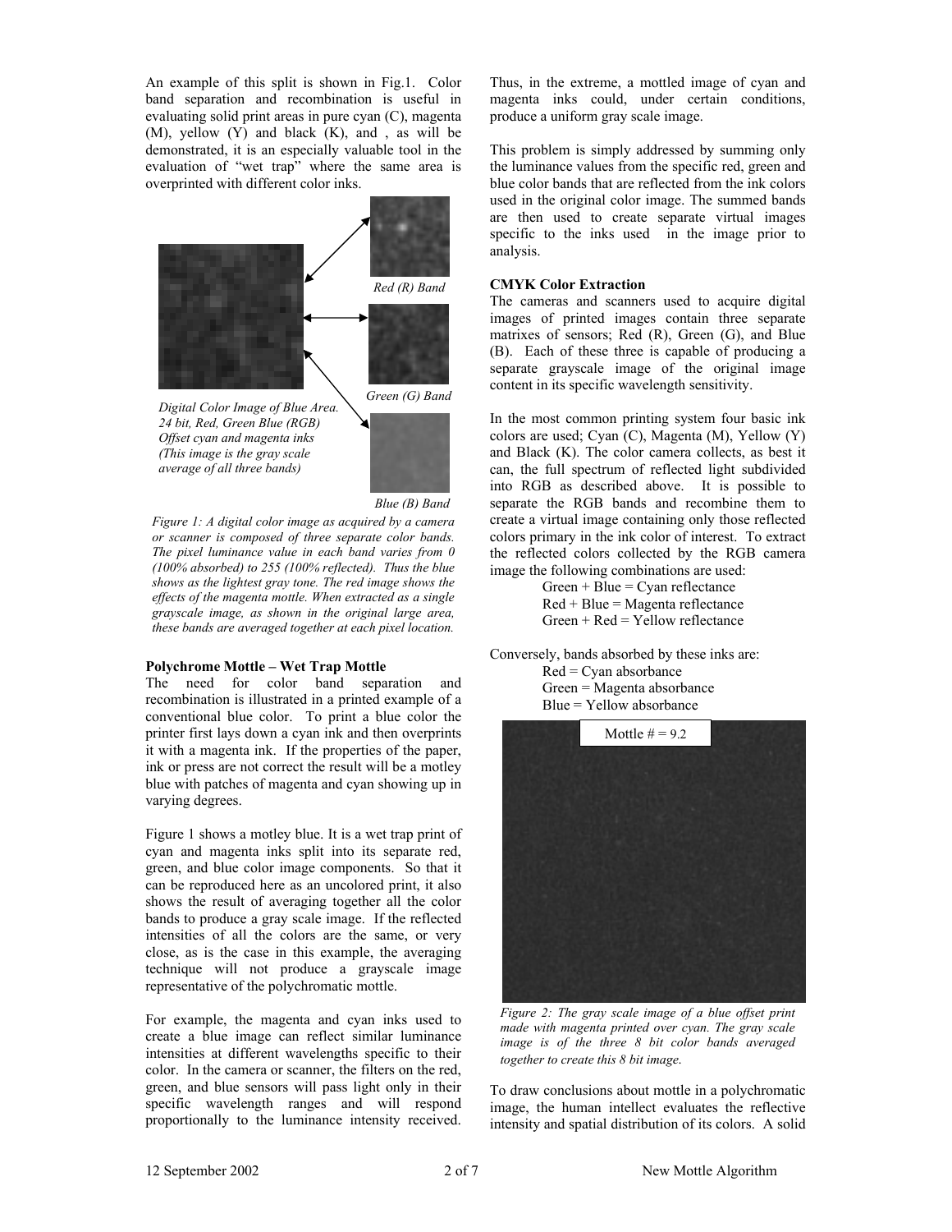An example of this split is shown in Fig.1. Color band separation and recombination is useful in evaluating solid print areas in pure cyan (C), magenta (M), yellow (Y) and black (K), and , as will be demonstrated, it is an especially valuable tool in the evaluation of "wet trap" where the same area is overprinted with different color inks.

Red (R) Band

Green (G) Band

Blue (B) Band

*Digital Color Image of Blue Area. 24 bit, Red, Green Blue (RGB) Offset cyan and magenta inks (This image is the gray scale average of all three bands)*

*Figure 1: A digital color image as acquired by a camera or scanner is composed of three separate color bands. The pixel luminance value in each band varies from 0 (100% absorbed) to 255 (100% reflected). Thus the blue shows as the lightest gray tone. The red image shows the effects of the magenta mottle. When extracted as a single grayscale image, as shown in the original large area, these bands are averaged together at each pixel location.*

**Polychrome Mottle – Wet Trap Mottle**

The need for color band separation and recombination is illustrated in a printed example of a conventional blue color. To print a blue color the printer first lays down a cyan ink and then overprints it with a magenta ink. If the properties of the paper, ink or press are not correct the result will be a motley blue with patches of magenta and cyan showing up in varying degrees.

Figure 1 shows a motley blue. It is a wet trap print of cyan and magenta inks split into its separate red, green, and blue color image components. So that it can be reproduced here as an uncolored print, it also shows the result of averaging together all the color bands to produce a gray scale image. If the reflected intensities of all the colors are the same, or very close, as is the case in this example, the averaging technique will not produce a grayscale image representative of the polychromatic mottle.

For example, the magenta and cyan inks used to create a blue image can reflect similar luminance intensities at different wavelengths specific to their color. In the camera or scanner, the filters on the red, green, and blue sensors will pass light only in their specific wavelength ranges and will respond proportionally to the luminance intensity received. Thus, in the extreme, a mottled image of cyan and magenta inks could, under certain conditions, produce a uniform gray scale image.

This problem is simply addressed by summing only the luminance values from the specific red, green and blue color bands that are reflected from the ink colors used in the original color image. The summed bands are then used to create separate virtual images specific to the inks used in the image prior to analysis.

**CMYK Color Extraction**

The cameras and scanners used to acquire digital images of printed images contain three separate matrixes of sensors; Red (R), Green (G), and Blue (B). Each of these three is capable of producing a separate grayscale image of the original image content in its specific wavelength sensitivity.

In the most common printing system four basic ink colors are used; Cyan (C), Magenta (M), Yellow (Y) and Black (K). The color camera collects, as best it can, the full spectrum of reflected light subdivided into RGB as described above. It is possible to separate the RGB bands and recombine them to create a virtual image containing only those reflected colors primary in the ink color of interest. To extract the reflected colors collected by the RGB camera image the following combinations are used:

Green + Blue = Cyan reflectance
Red + Blue = Magenta reflectance
Green + Red = Yellow reflectance

Conversely, bands absorbed by these inks are:

Red = Cyan absorbance
Green = Magenta absorbance
Blue = Yellow absorbance

Mottle # = 9.2

*Figure 2: The gray scale image of a blue offset print made with magenta printed over cyan. The gray scale image is of the three 8 bit color bands averaged together to create this 8 bit image.*

To draw conclusions about mottle in a polychromatic image, the human intellect evaluates the reflective intensity and spatial distribution of its colors. A solid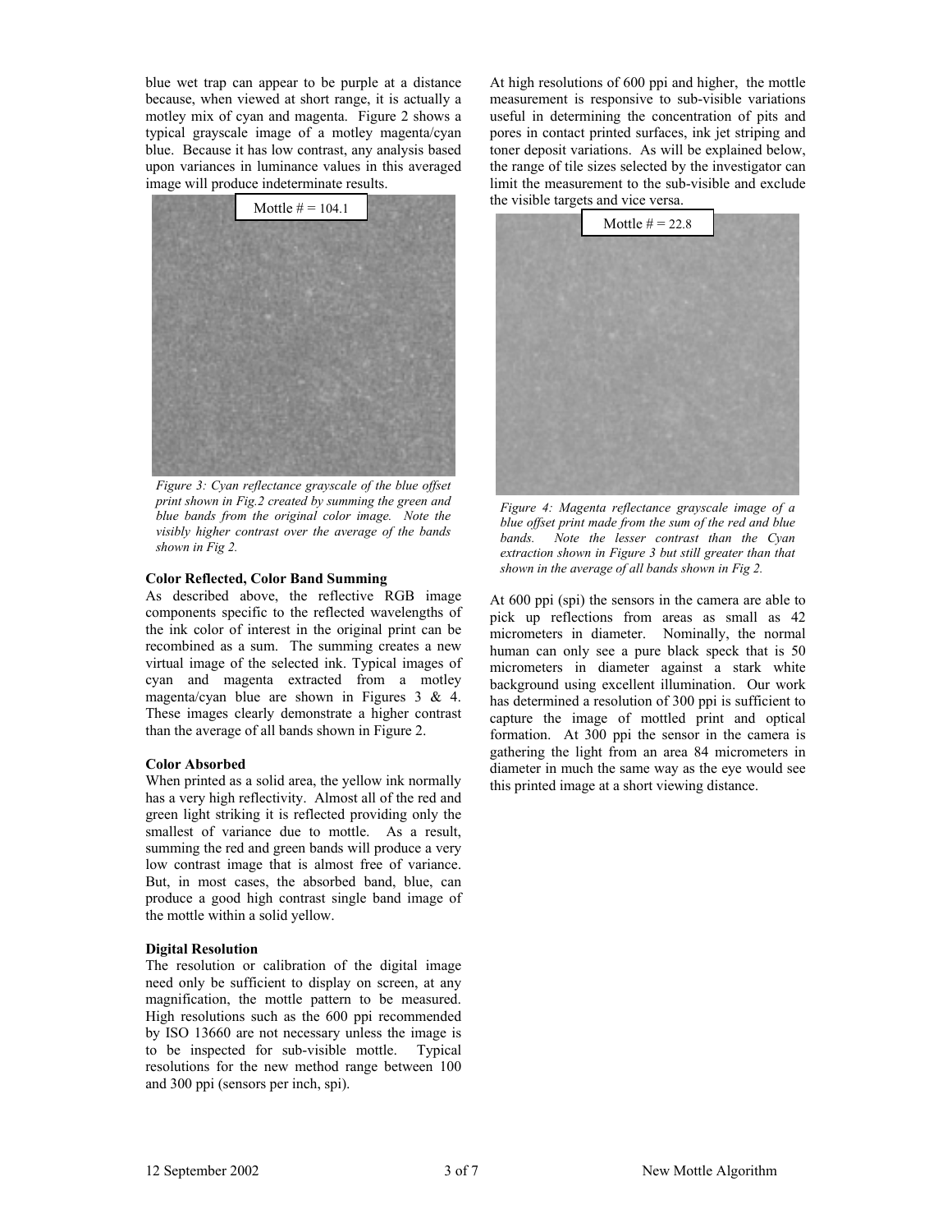blue wet trap can appear to be purple at a distance because, when viewed at short range, it is actually a motley mix of cyan and magenta. Figure 2 shows a typical grayscale image of a motley magenta/cyan blue. Because it has low contrast, any analysis based upon variances in luminance values in this averaged image will produce indeterminate results.

Mottle # = 104.1

*Figure 3: Cyan reflectance grayscale of the blue offset print shown in Fig.2 created by summing the green and blue bands from the original color image. Note the visibly higher contrast over the average of the bands shown in Fig 2.*

**Color Reflected, Color Band Summing**

As described above, the reflective RGB image components specific to the reflected wavelengths of the ink color of interest in the original print can be recombined as a sum. The summing creates a new virtual image of the selected ink. Typical images of cyan and magenta extracted from a motley magenta/cyan blue are shown in Figures 3 & 4. These images clearly demonstrate a higher contrast than the average of all bands shown in Figure 2.

**Color Absorbed**

When printed as a solid area, the yellow ink normally has a very high reflectivity. Almost all of the red and green light striking it is reflected providing only the smallest of variance due to mottle. As a result, summing the red and green bands will produce a very low contrast image that is almost free of variance. But, in most cases, the absorbed band, blue, can produce a good high contrast single band image of the mottle within a solid yellow.

**Digital Resolution**

The resolution or calibration of the digital image need only be sufficient to display on screen, at any magnification, the mottle pattern to be measured. High resolutions such as the 600 ppi recommended by ISO 13660 are not necessary unless the image is to be inspected for sub-visible mottle. Typical resolutions for the new method range between 100 and 300 ppi (sensors per inch, spi).

At high resolutions of 600 ppi and higher, the mottle measurement is responsive to sub-visible variations useful in determining the concentration of pits and pores in contact printed surfaces, ink jet striping and toner deposit variations. As will be explained below, the range of tile sizes selected by the investigator can limit the measurement to the sub-visible and exclude the visible targets and vice versa.

Mottle # = 22.8

*Figure 4: Magenta reflectance grayscale image of a blue offset print made from the sum of the red and blue bands. Note the lesser contrast than the Cyan extraction shown in Figure 3 but still greater than that shown in the average of all bands shown in Fig 2.*

At 600 ppi (spi) the sensors in the camera are able to pick up reflections from areas as small as 42 micrometers in diameter. Nominally, the normal human can only see a pure black speck that is 50 micrometers in diameter against a stark white background using excellent illumination. Our work has determined a resolution of 300 ppi is sufficient to capture the image of mottled print and optical formation. At 300 ppi the sensor in the camera is gathering the light from an area 84 micrometers in diameter in much the same way as the eye would see this printed image at a short viewing distance.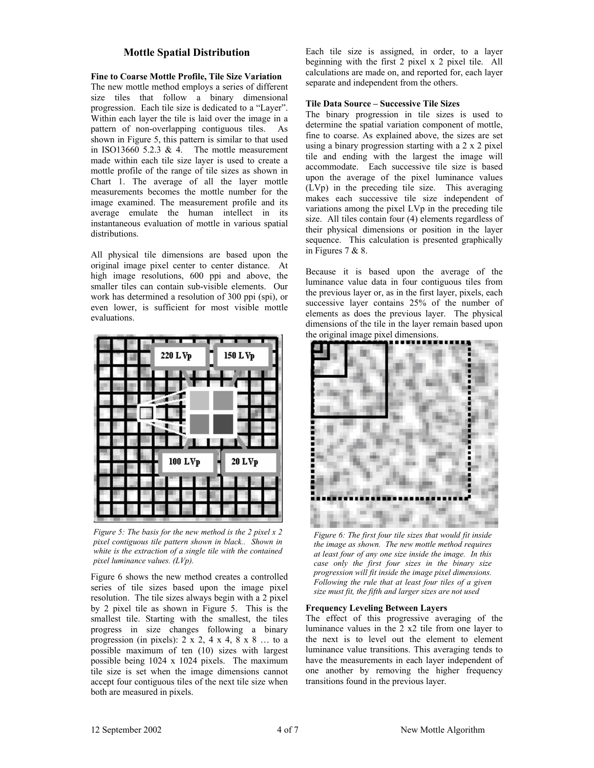## Mottle Spatial Distribution

**Fine to Coarse Mottle Profile, Tile Size Variation**

The new mottle method employs a series of different size tiles that follow a binary dimensional progression. Each tile size is dedicated to a "Layer". Within each layer the tile is laid over the image in a pattern of non-overlapping contiguous tiles. As shown in Figure 5, this pattern is similar to that used in ISO13660 5.2.3 & 4. The mottle measurement made within each tile size layer is used to create a mottle profile of the range of tile sizes as shown in Chart 1. The average of all the layer mottle measurements becomes the mottle number for the image examined. The measurement profile and its average emulate the human intellect in its instantaneous evaluation of mottle in various spatial distributions.

All physical tile dimensions are based upon the original image pixel center to center distance. At high image resolutions, 600 ppi and above, the smaller tiles can contain sub-visible elements. Our work has determined a resolution of 300 ppi (spi), or even lower, is sufficient for most visible mottle evaluations.

*Figure 5: The basis for the new method is the 2 pixel x 2 pixel contiguous tile pattern shown in black.. Shown in white is the extraction of a single tile with the contained pixel luminance values. (LVp).*

Figure 6 shows the new method creates a controlled series of tile sizes based upon the image pixel resolution. The tile sizes always begin with a 2 pixel by 2 pixel tile as shown in Figure 5. This is the smallest tile. Starting with the smallest, the tiles progress in size changes following a binary progression (in pixels): 2 x 2, 4 x 4, 8 x 8 … to a possible maximum of ten (10) sizes with largest possible being 1024 x 1024 pixels. The maximum tile size is set when the image dimensions cannot accept four contiguous tiles of the next tile size when both are measured in pixels.

Each tile size is assigned, in order, to a layer beginning with the first 2 pixel x 2 pixel tile. All calculations are made on, and reported for, each layer separate and independent from the others.

**Tile Data Source – Successive Tile Sizes**

The binary progression in tile sizes is used to determine the spatial variation component of mottle, fine to coarse. As explained above, the sizes are set using a binary progression starting with a 2 x 2 pixel tile and ending with the largest the image will accommodate. Each successive tile size is based upon the average of the pixel luminance values (LVp) in the preceding tile size. This averaging makes each successive tile size independent of variations among the pixel LVp in the preceding tile size. All tiles contain four (4) elements regardless of their physical dimensions or position in the layer sequence. This calculation is presented graphically in Figures 7 & 8.

Because it is based upon the average of the luminance value data in four contiguous tiles from the previous layer or, as in the first layer, pixels, each successive layer contains 25% of the number of elements as does the previous layer. The physical dimensions of the tile in the layer remain based upon the original image pixel dimensions.

*Figure 6: The first four tile sizes that would fit inside the image as shown. The new mottle method requires at least four of any one size inside the image. In this case only the first four sizes in the binary size progression will fit inside the image pixel dimensions. Following the rule that at least four tiles of a given size must fit, the fifth and larger sizes are not used*

**Frequency Leveling Between Layers**

The effect of this progressive averaging of the luminance values in the 2 x2 tile from one layer to the next is to level out the element to element luminance value transitions. This averaging tends to have the measurements in each layer independent of one another by removing the higher frequency transitions found in the previous layer.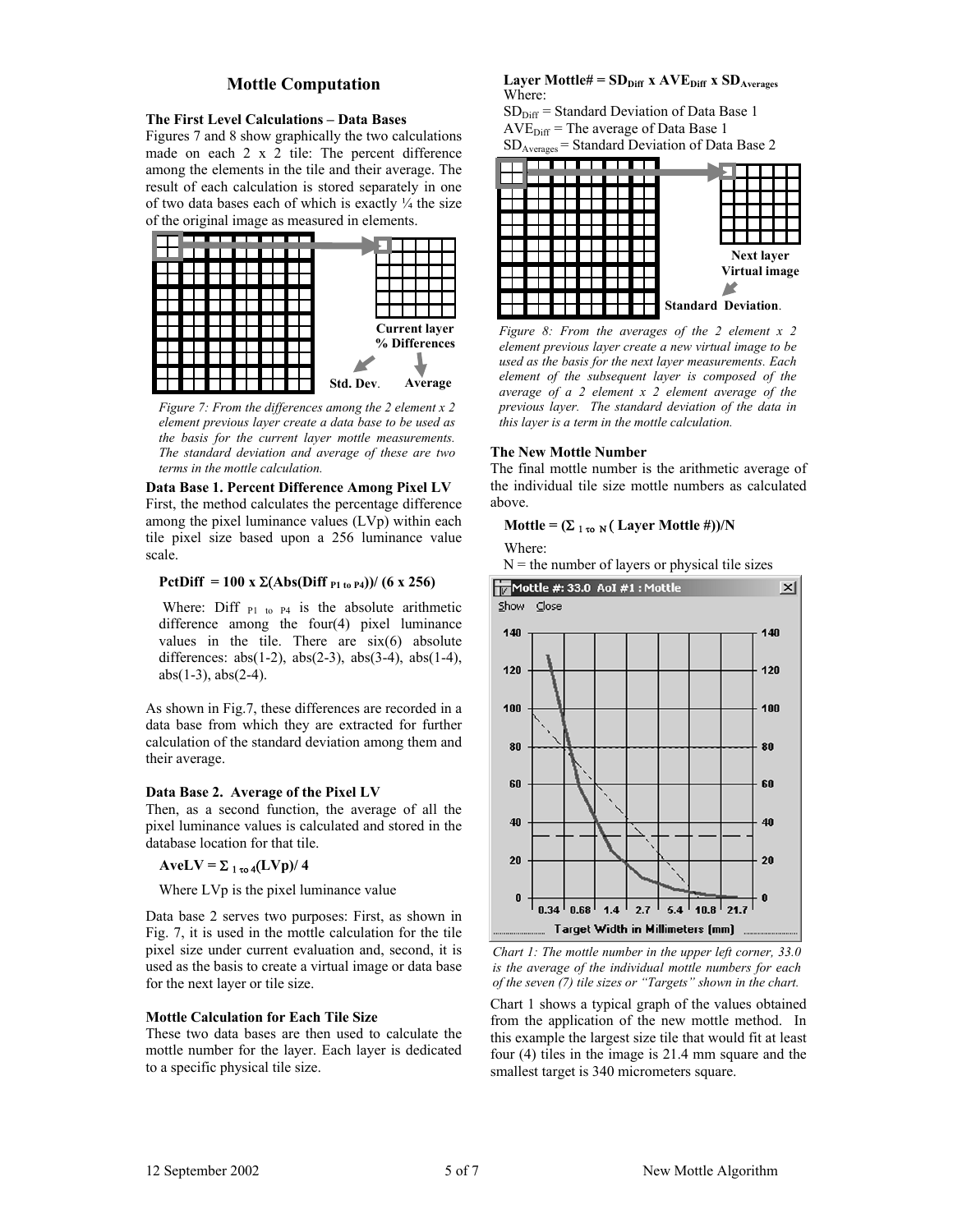## Mottle Computation

### The First Level Calculations – Data Bases

Figures 7 and 8 show graphically the two calculations made on each 2 x 2 tile: The percent difference among the elements in the tile and their average. The result of each calculation is stored separately in one of two data bases each of which is exactly ¼ the size of the original image as measured in elements.

*Figure 7: From the differences among the 2 element x 2 element previous layer create a data base to be used as the basis for the current layer mottle measurements. The standard deviation and average of these are two terms in the mottle calculation.*

**Data Base 1. Percent Difference Among Pixel LV**

First, the method calculates the percentage difference among the pixel luminance values (LVp) within each tile pixel size based upon a 256 luminance value scale.

$$PctDiff = 100 \times \Sigma(Abs(Diff_{P1\ to\ P4}))/(6 \times 256)$$

Where: $Diff_{P1\ to\ P4}$ is the absolute arithmetic difference among the four(4) pixel luminance values in the tile. There are six(6) absolute differences: abs(1-2), abs(2-3), abs(3-4), abs(1-4), abs(1-3), abs(2-4).

As shown in Fig.7, these differences are recorded in a data base from which they are extracted for further calculation of the standard deviation among them and their average.

**Data Base 2. Average of the Pixel LV**

Then, as a second function, the average of all the pixel luminance values is calculated and stored in the database location for that tile.

$$AveLV = \Sigma_{1\ to\ 4}(LVp)/4$$

Where LVp is the pixel luminance value

Data base 2 serves two purposes: First, as shown in Fig. 7, it is used in the mottle calculation for the tile pixel size under current evaluation and, second, it is used as the basis to create a virtual image or data base for the next layer or tile size.

### Mottle Calculation for Each Tile Size

These two data bases are then used to calculate the mottle number for the layer. Each layer is dedicated to a specific physical tile size.

$$\text{Layer Mottle\#} = SD_{Diff} \times AVE_{Diff} \times SD_{Averages}$$

Where:

$SD_{Diff}$ = Standard Deviation of Data Base 1

$AVE_{Diff}$ = The average of Data Base 1

$SD_{Averages}$ = Standard Deviation of Data Base 2

*Figure 8: From the averages of the 2 element x 2 element previous layer create a new virtual image to be used as the basis for the next layer measurements. Each element of the subsequent layer is composed of the average of a 2 element x 2 element average of the previous layer. The standard deviation of the data in this layer is a term in the mottle calculation.*

### The New Mottle Number

The final mottle number is the arithmetic average of the individual tile size mottle numbers as calculated above.

$$\text{Mottle} = (\Sigma_{1\ to\ N}(\text{Layer Mottle\#}))/N$$

Where:

N = the number of layers or physical tile sizes

*Chart 1: The mottle number in the upper left corner, 33.0 is the average of the individual mottle numbers for each of the seven (7) tile sizes or "Targets" shown in the chart.*

Chart 1 shows a typical graph of the values obtained from the application of the new mottle method. In this example the largest size tile that would fit at least four (4) tiles in the image is 21.4 mm square and the smallest target is 340 micrometers square.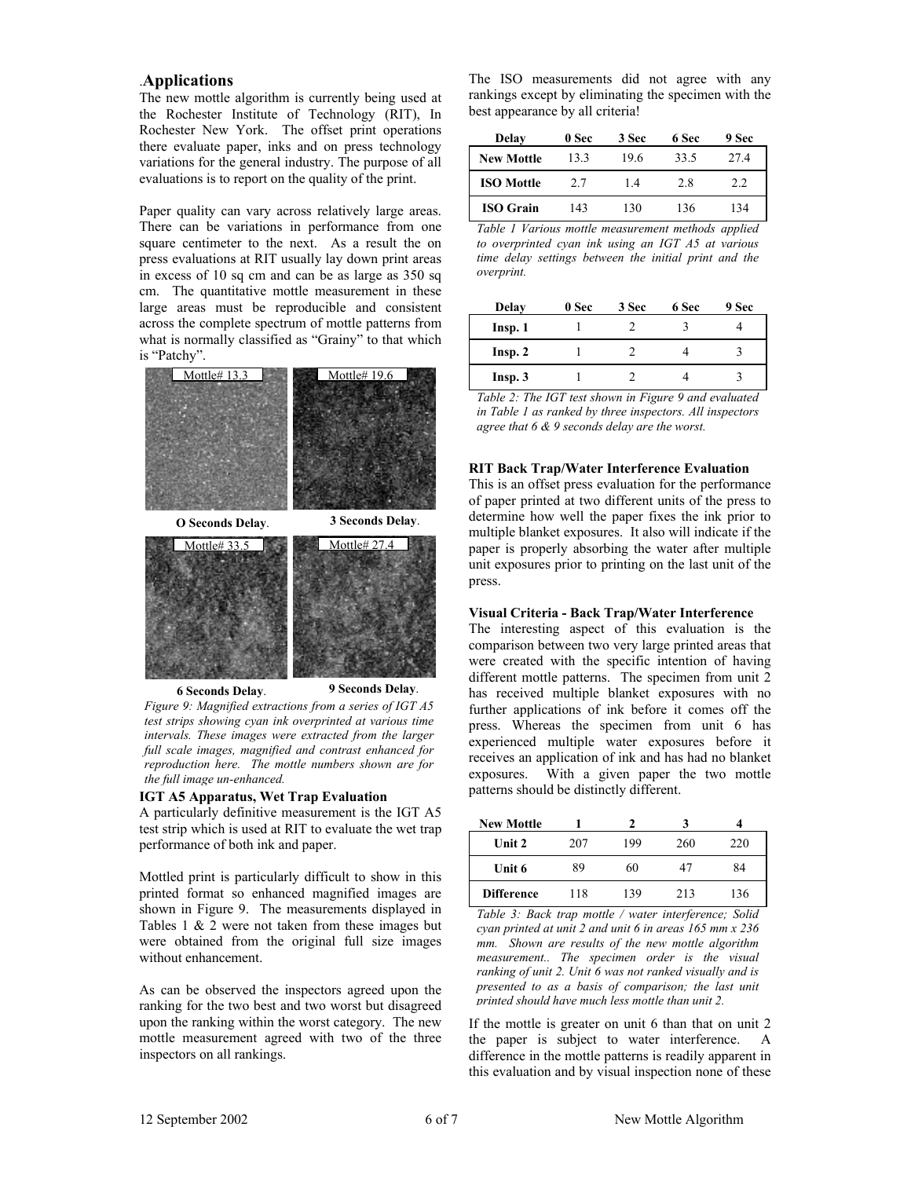## .Applications

The new mottle algorithm is currently being used at the Rochester Institute of Technology (RIT), In Rochester New York. The offset print operations there evaluate paper, inks and on press technology variations for the general industry. The purpose of all evaluations is to report on the quality of the print.

Paper quality can vary across relatively large areas. There can be variations in performance from one square centimeter to the next. As a result the on press evaluations at RIT usually lay down print areas in excess of 10 sq cm and can be as large as 350 sq cm. The quantitative mottle measurement in these large areas must be reproducible and consistent across the complete spectrum of mottle patterns from what is normally classified as "Grainy" to that which is "Patchy".

Mottle# 13.3 — **O Seconds Delay**.

Mottle# 19.6 — **3 Seconds Delay**.

Mottle# 33.5 — **6 Seconds Delay**.

Mottle# 27.4 — **9 Seconds Delay**.

*Figure 9: Magnified extractions from a series of IGT A5 test strips showing cyan ink overprinted at various time intervals. These images were extracted from the larger full scale images, magnified and contrast enhanced for reproduction here. The mottle numbers shown are for the full image un-enhanced.*

**IGT A5 Apparatus, Wet Trap Evaluation**

A particularly definitive measurement is the IGT A5 test strip which is used at RIT to evaluate the wet trap performance of both ink and paper.

Mottled print is particularly difficult to show in this printed format so enhanced magnified images are shown in Figure 9. The measurements displayed in Tables 1 & 2 were not taken from these images but were obtained from the original full size images without enhancement.

As can be observed the inspectors agreed upon the ranking for the two best and two worst but disagreed upon the ranking within the worst category. The new mottle measurement agreed with two of the three inspectors on all rankings.

The ISO measurements did not agree with any rankings except by eliminating the specimen with the best appearance by all criteria!

| Delay | 0 Sec | 3 Sec | 6 Sec | 9 Sec |
|---|---|---|---|---|
| **New Mottle** | 13.3 | 19.6 | 33.5 | 27.4 |
| **ISO Mottle** | 2.7 | 1.4 | 2.8 | 2.2 |
| **ISO Grain** | 143 | 130 | 136 | 134 |

*Table 1 Various mottle measurement methods applied to overprinted cyan ink using an IGT A5 at various time delay settings between the initial print and the overprint.*

| Delay | 0 Sec | 3 Sec | 6 Sec | 9 Sec |
|---|---|---|---|---|
| **Insp. 1** | 1 | 2 | 3 | 4 |
| **Insp. 2** | 1 | 2 | 4 | 3 |
| **Insp. 3** | 1 | 2 | 4 | 3 |

*Table 2: The IGT test shown in Figure 9 and evaluated in Table 1 as ranked by three inspectors. All inspectors agree that 6 & 9 seconds delay are the worst.*

**RIT Back Trap/Water Interference Evaluation**

This is an offset press evaluation for the performance of paper printed at two different units of the press to determine how well the paper fixes the ink prior to multiple blanket exposures. It also will indicate if the paper is properly absorbing the water after multiple unit exposures prior to printing on the last unit of the press.

**Visual Criteria - Back Trap/Water Interference**

The interesting aspect of this evaluation is the comparison between two very large printed areas that were created with the specific intention of having different mottle patterns. The specimen from unit 2 has received multiple blanket exposures with no further applications of ink before it comes off the press. Whereas the specimen from unit 6 has experienced multiple water exposures before it receives an application of ink and has had no blanket exposures. With a given paper the two mottle patterns should be distinctly different.

| New Mottle | 1 | 2 | 3 | 4 |
|---|---|---|---|---|
| **Unit 2** | 207 | 199 | 260 | 220 |
| **Unit 6** | 89 | 60 | 47 | 84 |
| **Difference** | 118 | 139 | 213 | 136 |

*Table 3: Back trap mottle / water interference; Solid cyan printed at unit 2 and unit 6 in areas 165 mm x 236 mm. Shown are results of the new mottle algorithm measurement.. The specimen order is the visual ranking of unit 2. Unit 6 was not ranked visually and is presented to as a basis of comparison; the last unit printed should have much less mottle than unit 2.*

If the mottle is greater on unit 6 than that on unit 2 the paper is subject to water interference. A difference in the mottle patterns is readily apparent in this evaluation and by visual inspection none of these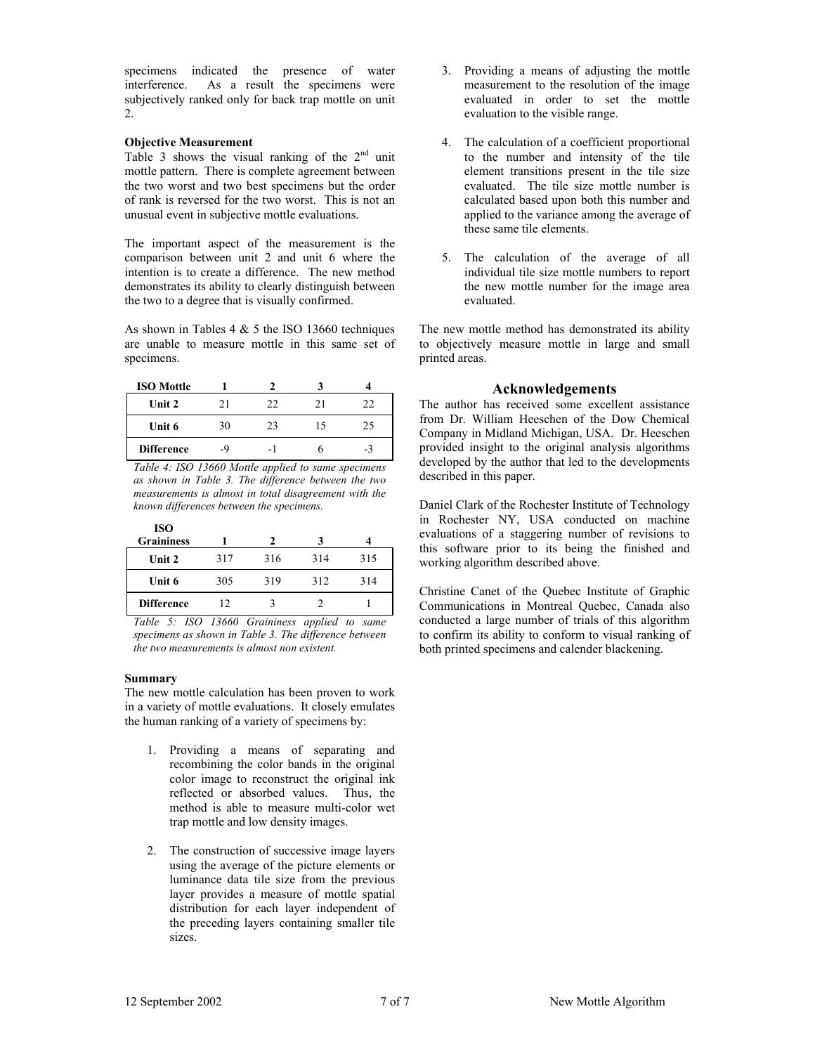specimens indicated the presence of water interference. As a result the specimens were subjectively ranked only for back trap mottle on unit 2.

**Objective Measurement**

Table 3 shows the visual ranking of the 2nd unit mottle pattern. There is complete agreement between the two worst and two best specimens but the order of rank is reversed for the two worst. This is not an unusual event in subjective mottle evaluations.

The important aspect of the measurement is the comparison between unit 2 and unit 6 where the intention is to create a difference. The new method demonstrates its ability to clearly distinguish between the two to a degree that is visually confirmed.

As shown in Tables 4 & 5 the ISO 13660 techniques are unable to measure mottle in this same set of specimens.

| ISO Mottle | 1 | 2 | 3 | 4 |
|---|---|---|---|---|
| Unit 2 | 21 | 22 | 21 | 22 |
| Unit 6 | 30 | 23 | 15 | 25 |
| Difference | -9 | -1 | 6 | -3 |

*Table 4: ISO 13660 Mottle applied to same specimens as shown in Table 3. The difference between the two measurements is almost in total disagreement with the known differences between the specimens.*

| ISO Graininess | 1 | 2 | 3 | 4 |
|---|---|---|---|---|
| Unit 2 | 317 | 316 | 314 | 315 |
| Unit 6 | 305 | 319 | 312 | 314 |
| Difference | 12 | 3 | 2 | 1 |

*Table 5: ISO 13660 Graininess applied to same specimens as shown in Table 3. The difference between the two measurements is almost non existent.*

**Summary**

The new mottle calculation has been proven to work in a variety of mottle evaluations. It closely emulates the human ranking of a variety of specimens by:

1. Providing a means of separating and recombining the color bands in the original color image to reconstruct the original ink reflected or absorbed values. Thus, the method is able to measure multi-color wet trap mottle and low density images.
2. The construction of successive image layers using the average of the picture elements or luminance data tile size from the previous layer provides a measure of mottle spatial distribution for each layer independent of the preceding layers containing smaller tile sizes.
3. Providing a means of adjusting the mottle measurement to the resolution of the image evaluated in order to set the mottle evaluation to the visible range.
4. The calculation of a coefficient proportional to the number and intensity of the tile element transitions present in the tile size evaluated. The tile size mottle number is calculated based upon both this number and applied to the variance among the average of these same tile elements.
5. The calculation of the average of all individual tile size mottle numbers to report the new mottle number for the image area evaluated.

The new mottle method has demonstrated its ability to objectively measure mottle in large and small printed areas.

## Acknowledgements

The author has received some excellent assistance from Dr. William Heeschen of the Dow Chemical Company in Midland Michigan, USA. Dr. Heeschen provided insight to the original analysis algorithms developed by the author that led to the developments described in this paper.

Daniel Clark of the Rochester Institute of Technology in Rochester NY, USA conducted on machine evaluations of a staggering number of revisions to this software prior to its being the finished and working algorithm described above.

Christine Canet of the Quebec Institute of Graphic Communications in Montreal Quebec, Canada also conducted a large number of trials of this algorithm to confirm its ability to conform to visual ranking of both printed specimens and calender blackening.